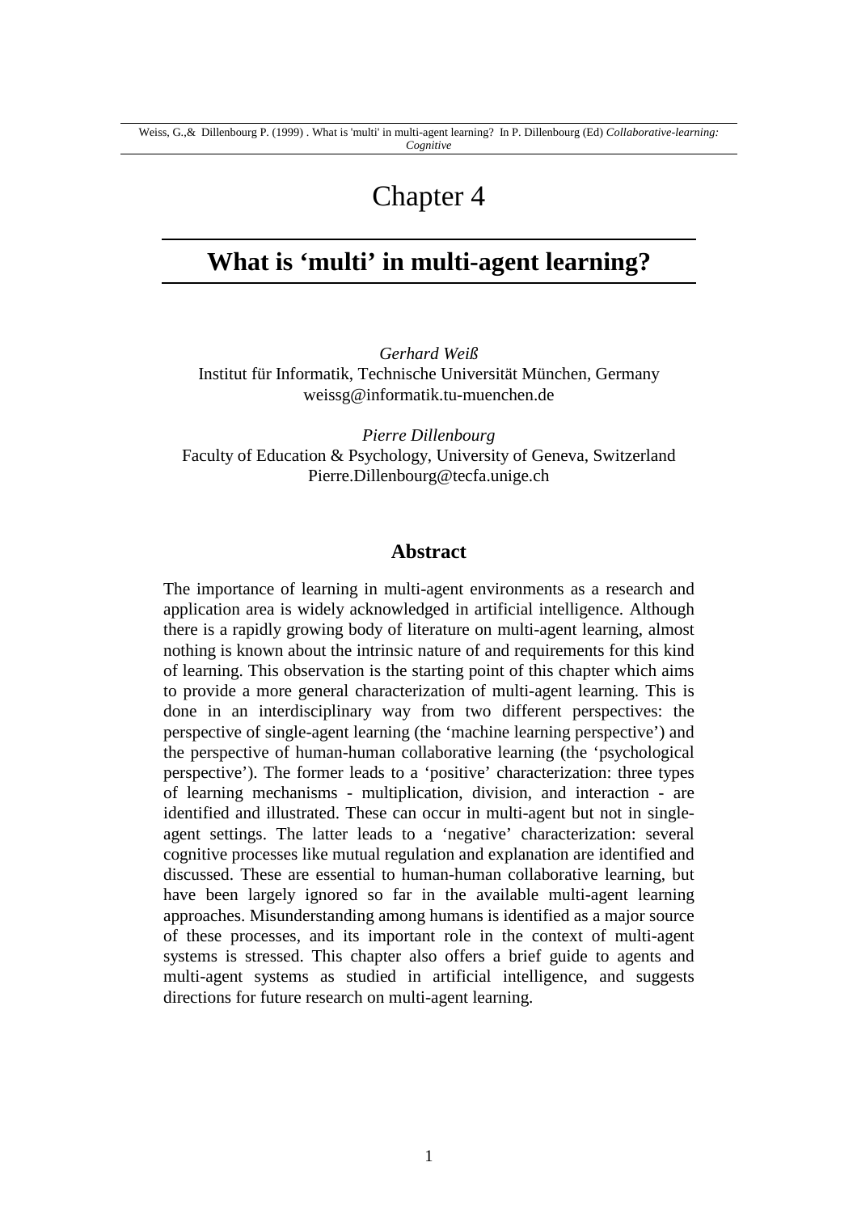# Chapter 4

## What is 'multi' in multi-agent learning?

*Gerhard Weiß*
Institut für Informatik, Technische Universität München, Germany
weissg@informatik.tu-muenchen.de

*Pierre Dillenbourg*
Faculty of Education & Psychology, University of Geneva, Switzerland
Pierre.Dillenbourg@tecfa.unige.ch

### Abstract

The importance of learning in multi-agent environments as a research and application area is widely acknowledged in artificial intelligence. Although there is a rapidly growing body of literature on multi-agent learning, almost nothing is known about the intrinsic nature of and requirements for this kind of learning. This observation is the starting point of this chapter which aims to provide a more general characterization of multi-agent learning. This is done in an interdisciplinary way from two different perspectives: the perspective of single-agent learning (the 'machine learning perspective') and the perspective of human-human collaborative learning (the 'psychological perspective'). The former leads to a 'positive' characterization: three types of learning mechanisms - multiplication, division, and interaction - are identified and illustrated. These can occur in multi-agent but not in single-agent settings. The latter leads to a 'negative' characterization: several cognitive processes like mutual regulation and explanation are identified and discussed. These are essential to human-human collaborative learning, but have been largely ignored so far in the available multi-agent learning approaches. Misunderstanding among humans is identified as a major source of these processes, and its important role in the context of multi-agent systems is stressed. This chapter also offers a brief guide to agents and multi-agent systems as studied in artificial intelligence, and suggests directions for future research on multi-agent learning.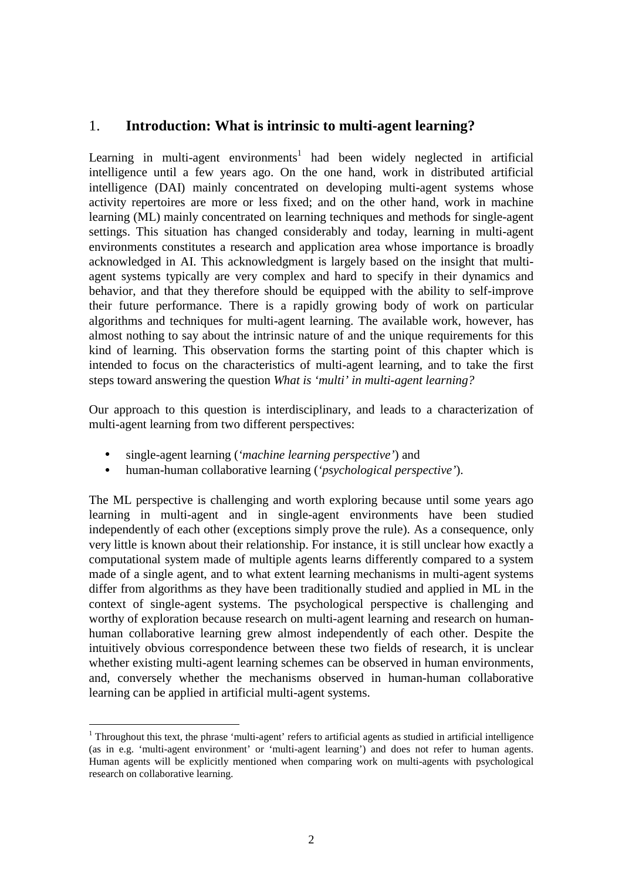## 1. Introduction: What is intrinsic to multi-agent learning?

Learning in multi-agent environments[1] had been widely neglected in artificial intelligence until a few years ago. On the one hand, work in distributed artificial intelligence (DAI) mainly concentrated on developing multi-agent systems whose activity repertoires are more or less fixed; and on the other hand, work in machine learning (ML) mainly concentrated on learning techniques and methods for single-agent settings. This situation has changed considerably and today, learning in multi-agent environments constitutes a research and application area whose importance is broadly acknowledged in AI. This acknowledgment is largely based on the insight that multi-agent systems typically are very complex and hard to specify in their dynamics and behavior, and that they therefore should be equipped with the ability to self-improve their future performance. There is a rapidly growing body of work on particular algorithms and techniques for multi-agent learning. The available work, however, has almost nothing to say about the intrinsic nature of and the unique requirements for this kind of learning. This observation forms the starting point of this chapter which is intended to focus on the characteristics of multi-agent learning, and to take the first steps toward answering the question *What is 'multi' in multi-agent learning?*

Our approach to this question is interdisciplinary, and leads to a characterization of multi-agent learning from two different perspectives:

- single-agent learning (*'machine learning perspective'*) and
- human-human collaborative learning (*'psychological perspective'*).

The ML perspective is challenging and worth exploring because until some years ago learning in multi-agent and in single-agent environments have been studied independently of each other (exceptions simply prove the rule). As a consequence, only very little is known about their relationship. For instance, it is still unclear how exactly a computational system made of multiple agents learns differently compared to a system made of a single agent, and to what extent learning mechanisms in multi-agent systems differ from algorithms as they have been traditionally studied and applied in ML in the context of single-agent systems. The psychological perspective is challenging and worthy of exploration because research on multi-agent learning and research on human-human collaborative learning grew almost independently of each other. Despite the intuitively obvious correspondence between these two fields of research, it is unclear whether existing multi-agent learning schemes can be observed in human environments, and, conversely whether the mechanisms observed in human-human collaborative learning can be applied in artificial multi-agent systems.

[1] Throughout this text, the phrase 'multi-agent' refers to artificial agents as studied in artificial intelligence (as in e.g. 'multi-agent environment' or 'multi-agent learning') and does not refer to human agents. Human agents will be explicitly mentioned when comparing work on multi-agents with psychological research on collaborative learning.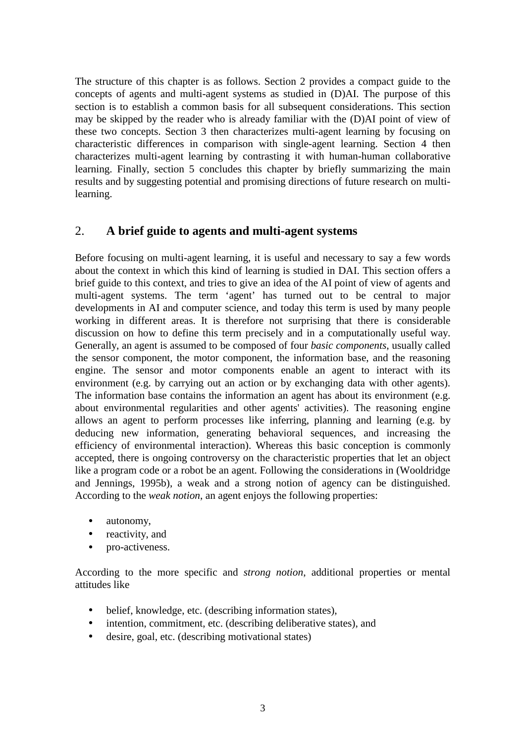The structure of this chapter is as follows. Section 2 provides a compact guide to the concepts of agents and multi-agent systems as studied in (D)AI. The purpose of this section is to establish a common basis for all subsequent considerations. This section may be skipped by the reader who is already familiar with the (D)AI point of view of these two concepts. Section 3 then characterizes multi-agent learning by focusing on characteristic differences in comparison with single-agent learning. Section 4 then characterizes multi-agent learning by contrasting it with human-human collaborative learning. Finally, section 5 concludes this chapter by briefly summarizing the main results and by suggesting potential and promising directions of future research on multi-learning.

## 2. A brief guide to agents and multi-agent systems

Before focusing on multi-agent learning, it is useful and necessary to say a few words about the context in which this kind of learning is studied in DAI. This section offers a brief guide to this context, and tries to give an idea of the AI point of view of agents and multi-agent systems. The term 'agent' has turned out to be central to major developments in AI and computer science, and today this term is used by many people working in different areas. It is therefore not surprising that there is considerable discussion on how to define this term precisely and in a computationally useful way. Generally, an agent is assumed to be composed of four *basic components*, usually called the sensor component, the motor component, the information base, and the reasoning engine. The sensor and motor components enable an agent to interact with its environment (e.g. by carrying out an action or by exchanging data with other agents). The information base contains the information an agent has about its environment (e.g. about environmental regularities and other agents' activities). The reasoning engine allows an agent to perform processes like inferring, planning and learning (e.g. by deducing new information, generating behavioral sequences, and increasing the efficiency of environmental interaction). Whereas this basic conception is commonly accepted, there is ongoing controversy on the characteristic properties that let an object like a program code or a robot be an agent. Following the considerations in (Wooldridge and Jennings, 1995b), a weak and a strong notion of agency can be distinguished. According to the *weak notion*, an agent enjoys the following properties:

- autonomy,
- reactivity, and
- pro-activeness.

According to the more specific and *strong notion*, additional properties or mental attitudes like

- belief, knowledge, etc. (describing information states),
- intention, commitment, etc. (describing deliberative states), and
- desire, goal, etc. (describing motivational states)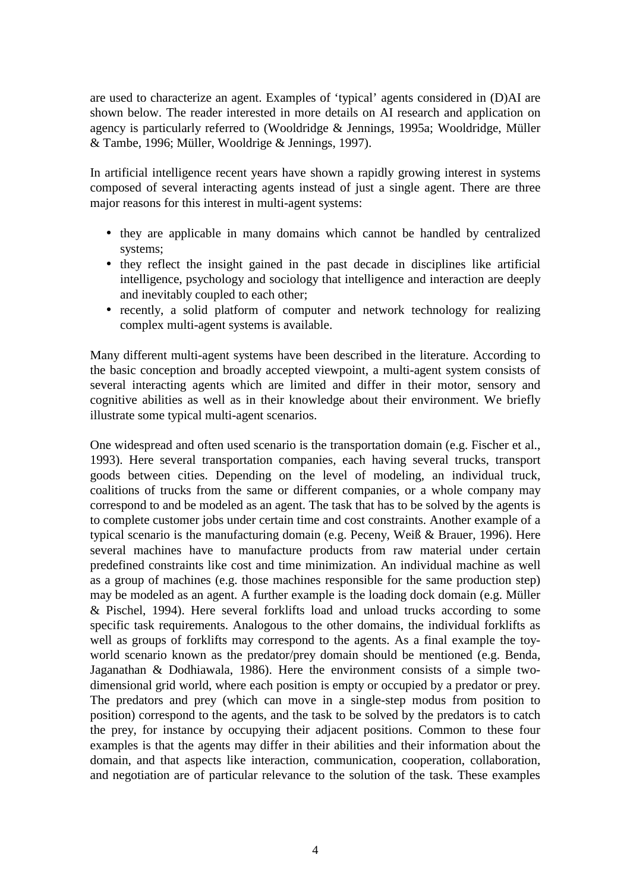are used to characterize an agent. Examples of 'typical' agents considered in (D)AI are shown below. The reader interested in more details on AI research and application on agency is particularly referred to (Wooldridge & Jennings, 1995a; Wooldridge, Müller & Tambe, 1996; Müller, Wooldrige & Jennings, 1997).

In artificial intelligence recent years have shown a rapidly growing interest in systems composed of several interacting agents instead of just a single agent. There are three major reasons for this interest in multi-agent systems:

- they are applicable in many domains which cannot be handled by centralized systems;
- they reflect the insight gained in the past decade in disciplines like artificial intelligence, psychology and sociology that intelligence and interaction are deeply and inevitably coupled to each other;
- recently, a solid platform of computer and network technology for realizing complex multi-agent systems is available.

Many different multi-agent systems have been described in the literature. According to the basic conception and broadly accepted viewpoint, a multi-agent system consists of several interacting agents which are limited and differ in their motor, sensory and cognitive abilities as well as in their knowledge about their environment. We briefly illustrate some typical multi-agent scenarios.

One widespread and often used scenario is the transportation domain (e.g. Fischer et al., 1993). Here several transportation companies, each having several trucks, transport goods between cities. Depending on the level of modeling, an individual truck, coalitions of trucks from the same or different companies, or a whole company may correspond to and be modeled as an agent. The task that has to be solved by the agents is to complete customer jobs under certain time and cost constraints. Another example of a typical scenario is the manufacturing domain (e.g. Peceny, Weiß & Brauer, 1996). Here several machines have to manufacture products from raw material under certain predefined constraints like cost and time minimization. An individual machine as well as a group of machines (e.g. those machines responsible for the same production step) may be modeled as an agent. A further example is the loading dock domain (e.g. Müller & Pischel, 1994). Here several forklifts load and unload trucks according to some specific task requirements. Analogous to the other domains, the individual forklifts as well as groups of forklifts may correspond to the agents. As a final example the toy-world scenario known as the predator/prey domain should be mentioned (e.g. Benda, Jaganathan & Dodhiawala, 1986). Here the environment consists of a simple two-dimensional grid world, where each position is empty or occupied by a predator or prey. The predators and prey (which can move in a single-step modus from position to position) correspond to the agents, and the task to be solved by the predators is to catch the prey, for instance by occupying their adjacent positions. Common to these four examples is that the agents may differ in their abilities and their information about the domain, and that aspects like interaction, communication, cooperation, collaboration, and negotiation are of particular relevance to the solution of the task. These examples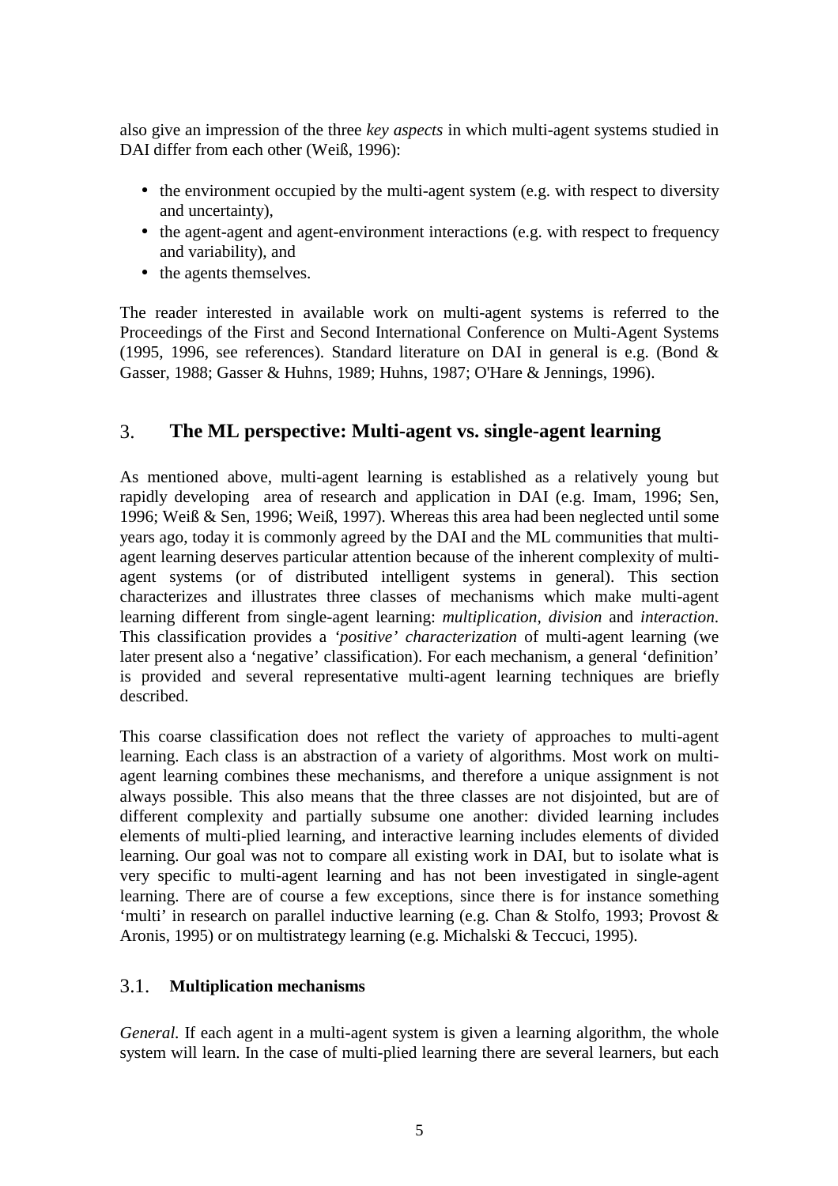also give an impression of the three *key aspects* in which multi-agent systems studied in DAI differ from each other (Weiß, 1996):

- the environment occupied by the multi-agent system (e.g. with respect to diversity and uncertainty),
- the agent-agent and agent-environment interactions (e.g. with respect to frequency and variability), and
- the agents themselves.

The reader interested in available work on multi-agent systems is referred to the Proceedings of the First and Second International Conference on Multi-Agent Systems (1995, 1996, see references). Standard literature on DAI in general is e.g. (Bond & Gasser, 1988; Gasser & Huhns, 1989; Huhns, 1987; O'Hare & Jennings, 1996).

## 3. The ML perspective: Multi-agent vs. single-agent learning

As mentioned above, multi-agent learning is established as a relatively young but rapidly developing area of research and application in DAI (e.g. Imam, 1996; Sen, 1996; Weiß & Sen, 1996; Weiß, 1997). Whereas this area had been neglected until some years ago, today it is commonly agreed by the DAI and the ML communities that multi-agent learning deserves particular attention because of the inherent complexity of multi-agent systems (or of distributed intelligent systems in general). This section characterizes and illustrates three classes of mechanisms which make multi-agent learning different from single-agent learning: *multiplication, division* and *interaction*. This classification provides a *'positive' characterization* of multi-agent learning (we later present also a 'negative' classification). For each mechanism, a general 'definition' is provided and several representative multi-agent learning techniques are briefly described.

This coarse classification does not reflect the variety of approaches to multi-agent learning. Each class is an abstraction of a variety of algorithms. Most work on multi-agent learning combines these mechanisms, and therefore a unique assignment is not always possible. This also means that the three classes are not disjointed, but are of different complexity and partially subsume one another: divided learning includes elements of multi-plied learning, and interactive learning includes elements of divided learning. Our goal was not to compare all existing work in DAI, but to isolate what is very specific to multi-agent learning and has not been investigated in single-agent learning. There are of course a few exceptions, since there is for instance something 'multi' in research on parallel inductive learning (e.g. Chan & Stolfo, 1993; Provost & Aronis, 1995) or on multistrategy learning (e.g. Michalski & Teccuci, 1995).

### 3.1. Multiplication mechanisms

*General.* If each agent in a multi-agent system is given a learning algorithm, the whole system will learn. In the case of multi-plied learning there are several learners, but each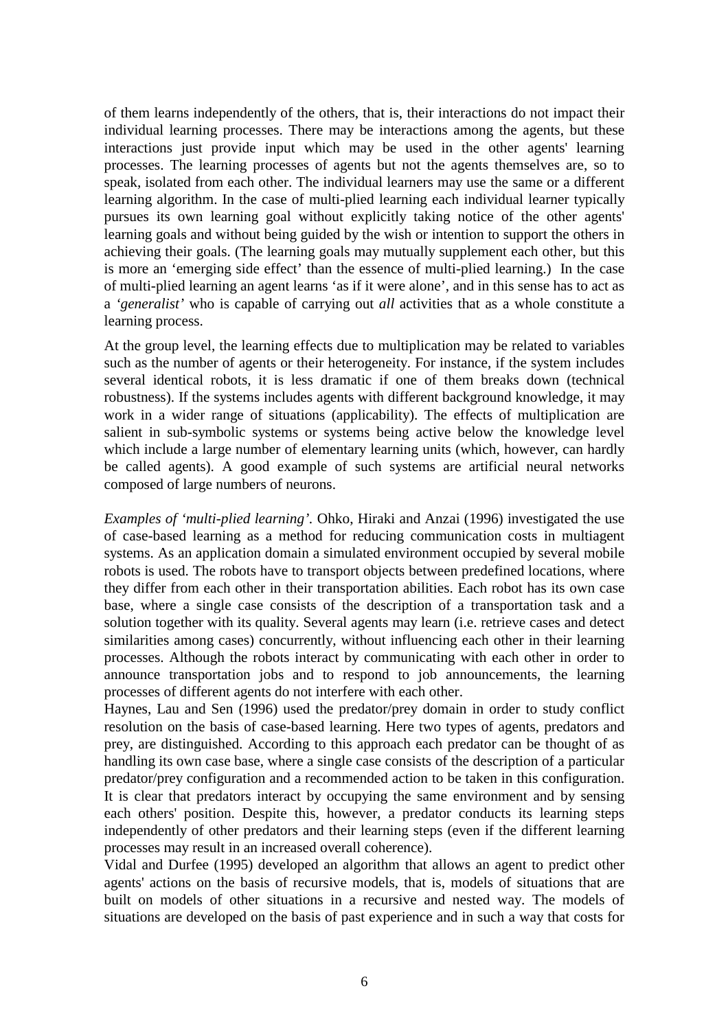of them learns independently of the others, that is, their interactions do not impact their individual learning processes. There may be interactions among the agents, but these interactions just provide input which may be used in the other agents' learning processes. The learning processes of agents but not the agents themselves are, so to speak, isolated from each other. The individual learners may use the same or a different learning algorithm. In the case of multi-plied learning each individual learner typically pursues its own learning goal without explicitly taking notice of the other agents' learning goals and without being guided by the wish or intention to support the others in achieving their goals. (The learning goals may mutually supplement each other, but this is more an 'emerging side effect' than the essence of multi-plied learning.) In the case of multi-plied learning an agent learns 'as if it were alone', and in this sense has to act as a *'generalist'* who is capable of carrying out *all* activities that as a whole constitute a learning process.

At the group level, the learning effects due to multiplication may be related to variables such as the number of agents or their heterogeneity. For instance, if the system includes several identical robots, it is less dramatic if one of them breaks down (technical robustness). If the systems includes agents with different background knowledge, it may work in a wider range of situations (applicability). The effects of multiplication are salient in sub-symbolic systems or systems being active below the knowledge level which include a large number of elementary learning units (which, however, can hardly be called agents). A good example of such systems are artificial neural networks composed of large numbers of neurons.

*Examples of 'multi-plied learning'.* Ohko, Hiraki and Anzai (1996) investigated the use of case-based learning as a method for reducing communication costs in multiagent systems. As an application domain a simulated environment occupied by several mobile robots is used. The robots have to transport objects between predefined locations, where they differ from each other in their transportation abilities. Each robot has its own case base, where a single case consists of the description of a transportation task and a solution together with its quality. Several agents may learn (i.e. retrieve cases and detect similarities among cases) concurrently, without influencing each other in their learning processes. Although the robots interact by communicating with each other in order to announce transportation jobs and to respond to job announcements, the learning processes of different agents do not interfere with each other.

Haynes, Lau and Sen (1996) used the predator/prey domain in order to study conflict resolution on the basis of case-based learning. Here two types of agents, predators and prey, are distinguished. According to this approach each predator can be thought of as handling its own case base, where a single case consists of the description of a particular predator/prey configuration and a recommended action to be taken in this configuration. It is clear that predators interact by occupying the same environment and by sensing each others' position. Despite this, however, a predator conducts its learning steps independently of other predators and their learning steps (even if the different learning processes may result in an increased overall coherence).

Vidal and Durfee (1995) developed an algorithm that allows an agent to predict other agents' actions on the basis of recursive models, that is, models of situations that are built on models of other situations in a recursive and nested way. The models of situations are developed on the basis of past experience and in such a way that costs for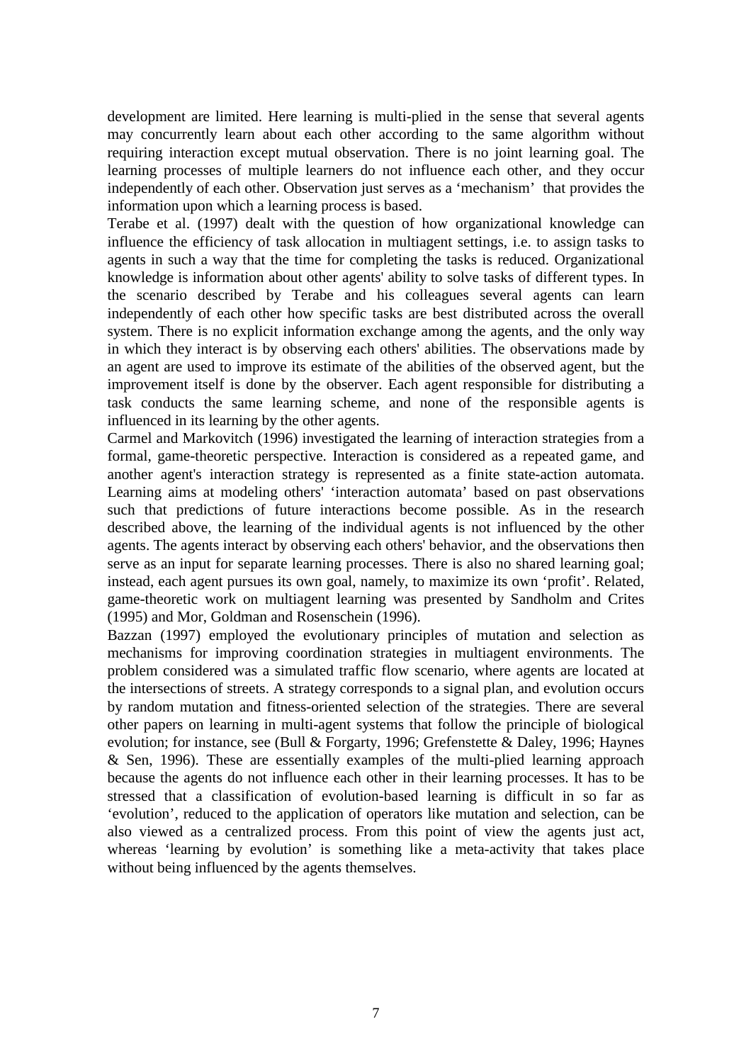development are limited. Here learning is multi-plied in the sense that several agents may concurrently learn about each other according to the same algorithm without requiring interaction except mutual observation. There is no joint learning goal. The learning processes of multiple learners do not influence each other, and they occur independently of each other. Observation just serves as a 'mechanism' that provides the information upon which a learning process is based.

Terabe et al. (1997) dealt with the question of how organizational knowledge can influence the efficiency of task allocation in multiagent settings, i.e. to assign tasks to agents in such a way that the time for completing the tasks is reduced. Organizational knowledge is information about other agents' ability to solve tasks of different types. In the scenario described by Terabe and his colleagues several agents can learn independently of each other how specific tasks are best distributed across the overall system. There is no explicit information exchange among the agents, and the only way in which they interact is by observing each others' abilities. The observations made by an agent are used to improve its estimate of the abilities of the observed agent, but the improvement itself is done by the observer. Each agent responsible for distributing a task conducts the same learning scheme, and none of the responsible agents is influenced in its learning by the other agents.

Carmel and Markovitch (1996) investigated the learning of interaction strategies from a formal, game-theoretic perspective. Interaction is considered as a repeated game, and another agent's interaction strategy is represented as a finite state-action automata. Learning aims at modeling others' 'interaction automata' based on past observations such that predictions of future interactions become possible. As in the research described above, the learning of the individual agents is not influenced by the other agents. The agents interact by observing each others' behavior, and the observations then serve as an input for separate learning processes. There is also no shared learning goal; instead, each agent pursues its own goal, namely, to maximize its own 'profit'. Related, game-theoretic work on multiagent learning was presented by Sandholm and Crites (1995) and Mor, Goldman and Rosenschein (1996).

Bazzan (1997) employed the evolutionary principles of mutation and selection as mechanisms for improving coordination strategies in multiagent environments. The problem considered was a simulated traffic flow scenario, where agents are located at the intersections of streets. A strategy corresponds to a signal plan, and evolution occurs by random mutation and fitness-oriented selection of the strategies. There are several other papers on learning in multi-agent systems that follow the principle of biological evolution; for instance, see (Bull & Forgarty, 1996; Grefenstette & Daley, 1996; Haynes & Sen, 1996). These are essentially examples of the multi-plied learning approach because the agents do not influence each other in their learning processes. It has to be stressed that a classification of evolution-based learning is difficult in so far as 'evolution', reduced to the application of operators like mutation and selection, can be also viewed as a centralized process. From this point of view the agents just act, whereas 'learning by evolution' is something like a meta-activity that takes place without being influenced by the agents themselves.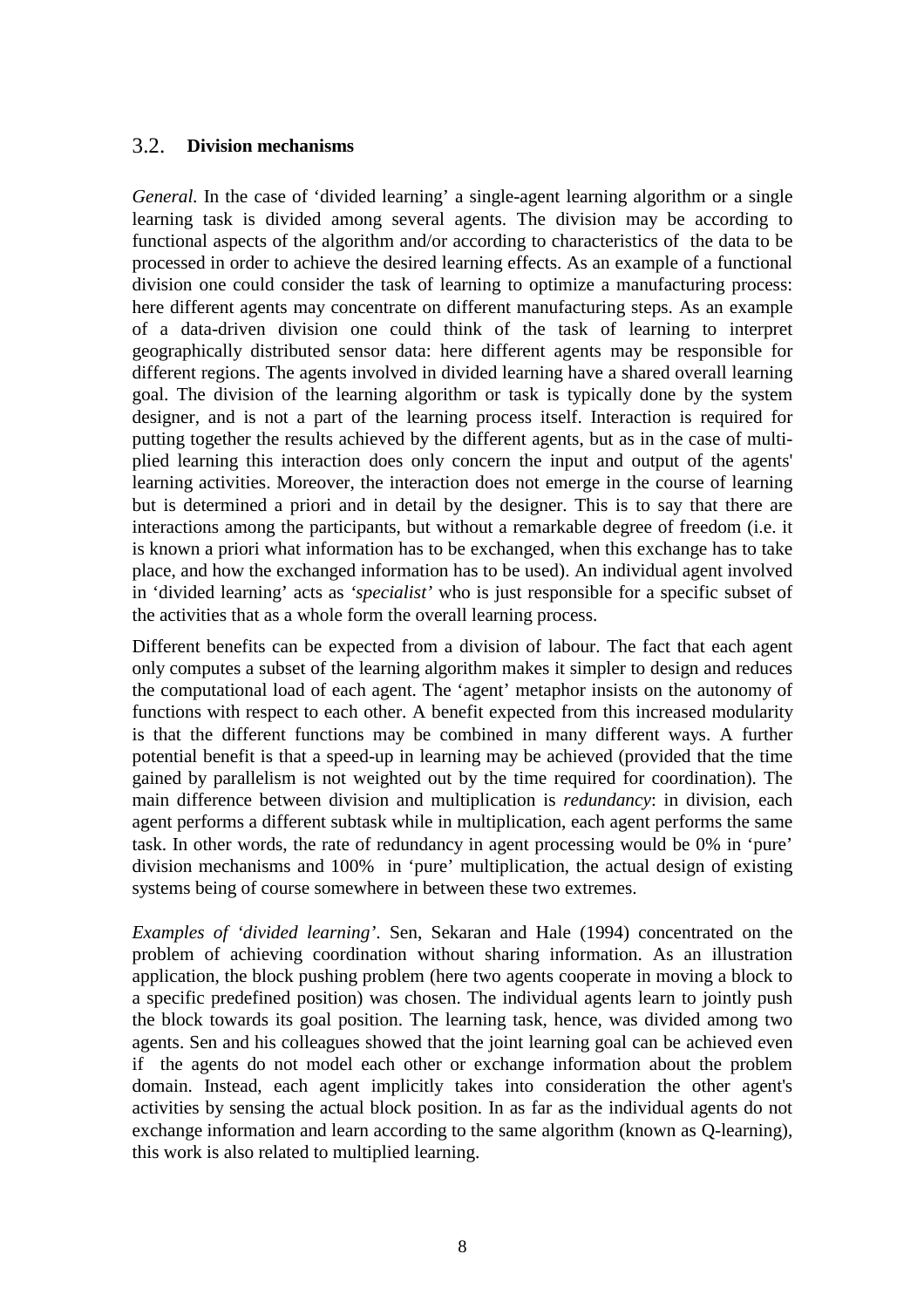## 3.2. Division mechanisms

*General.* In the case of 'divided learning' a single-agent learning algorithm or a single learning task is divided among several agents. The division may be according to functional aspects of the algorithm and/or according to characteristics of the data to be processed in order to achieve the desired learning effects. As an example of a functional division one could consider the task of learning to optimize a manufacturing process: here different agents may concentrate on different manufacturing steps. As an example of a data-driven division one could think of the task of learning to interpret geographically distributed sensor data: here different agents may be responsible for different regions. The agents involved in divided learning have a shared overall learning goal. The division of the learning algorithm or task is typically done by the system designer, and is not a part of the learning process itself. Interaction is required for putting together the results achieved by the different agents, but as in the case of multiplied learning this interaction does only concern the input and output of the agents' learning activities. Moreover, the interaction does not emerge in the course of learning but is determined a priori and in detail by the designer. This is to say that there are interactions among the participants, but without a remarkable degree of freedom (i.e. it is known a priori what information has to be exchanged, when this exchange has to take place, and how the exchanged information has to be used). An individual agent involved in 'divided learning' acts as *'specialist'* who is just responsible for a specific subset of the activities that as a whole form the overall learning process.

Different benefits can be expected from a division of labour. The fact that each agent only computes a subset of the learning algorithm makes it simpler to design and reduces the computational load of each agent. The 'agent' metaphor insists on the autonomy of functions with respect to each other. A benefit expected from this increased modularity is that the different functions may be combined in many different ways. A further potential benefit is that a speed-up in learning may be achieved (provided that the time gained by parallelism is not weighted out by the time required for coordination). The main difference between division and multiplication is *redundancy*: in division, each agent performs a different subtask while in multiplication, each agent performs the same task. In other words, the rate of redundancy in agent processing would be 0% in 'pure' division mechanisms and 100% in 'pure' multiplication, the actual design of existing systems being of course somewhere in between these two extremes.

*Examples of 'divided learning'.* Sen, Sekaran and Hale (1994) concentrated on the problem of achieving coordination without sharing information. As an illustration application, the block pushing problem (here two agents cooperate in moving a block to a specific predefined position) was chosen. The individual agents learn to jointly push the block towards its goal position. The learning task, hence, was divided among two agents. Sen and his colleagues showed that the joint learning goal can be achieved even if the agents do not model each other or exchange information about the problem domain. Instead, each agent implicitly takes into consideration the other agent's activities by sensing the actual block position. In as far as the individual agents do not exchange information and learn according to the same algorithm (known as Q-learning), this work is also related to multiplied learning.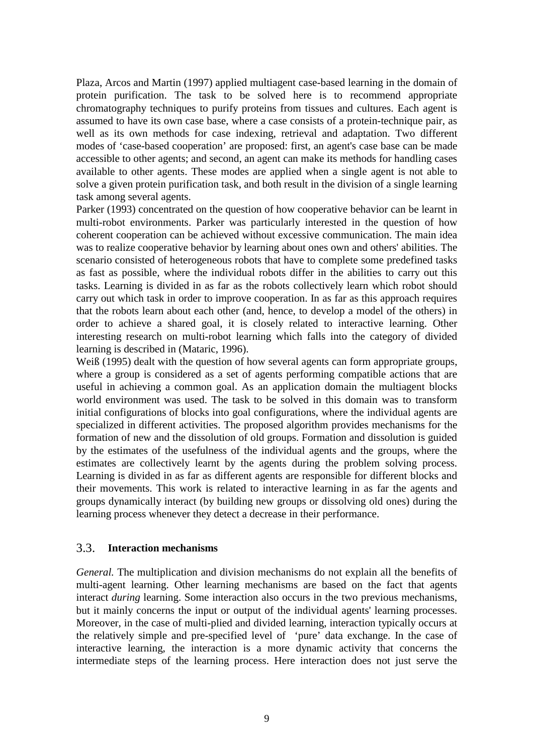Plaza, Arcos and Martin (1997) applied multiagent case-based learning in the domain of protein purification. The task to be solved here is to recommend appropriate chromatography techniques to purify proteins from tissues and cultures. Each agent is assumed to have its own case base, where a case consists of a protein-technique pair, as well as its own methods for case indexing, retrieval and adaptation. Two different modes of 'case-based cooperation' are proposed: first, an agent's case base can be made accessible to other agents; and second, an agent can make its methods for handling cases available to other agents. These modes are applied when a single agent is not able to solve a given protein purification task, and both result in the division of a single learning task among several agents.

Parker (1993) concentrated on the question of how cooperative behavior can be learnt in multi-robot environments. Parker was particularly interested in the question of how coherent cooperation can be achieved without excessive communication. The main idea was to realize cooperative behavior by learning about ones own and others' abilities. The scenario consisted of heterogeneous robots that have to complete some predefined tasks as fast as possible, where the individual robots differ in the abilities to carry out this tasks. Learning is divided in as far as the robots collectively learn which robot should carry out which task in order to improve cooperation. In as far as this approach requires that the robots learn about each other (and, hence, to develop a model of the others) in order to achieve a shared goal, it is closely related to interactive learning. Other interesting research on multi-robot learning which falls into the category of divided learning is described in (Mataric, 1996).

Weiß (1995) dealt with the question of how several agents can form appropriate groups, where a group is considered as a set of agents performing compatible actions that are useful in achieving a common goal. As an application domain the multiagent blocks world environment was used. The task to be solved in this domain was to transform initial configurations of blocks into goal configurations, where the individual agents are specialized in different activities. The proposed algorithm provides mechanisms for the formation of new and the dissolution of old groups. Formation and dissolution is guided by the estimates of the usefulness of the individual agents and the groups, where the estimates are collectively learnt by the agents during the problem solving process. Learning is divided in as far as different agents are responsible for different blocks and their movements. This work is related to interactive learning in as far the agents and groups dynamically interact (by building new groups or dissolving old ones) during the learning process whenever they detect a decrease in their performance.

### 3.3. Interaction mechanisms

*General.* The multiplication and division mechanisms do not explain all the benefits of multi-agent learning. Other learning mechanisms are based on the fact that agents interact *during* learning. Some interaction also occurs in the two previous mechanisms, but it mainly concerns the input or output of the individual agents' learning processes. Moreover, in the case of multi-plied and divided learning, interaction typically occurs at the relatively simple and pre-specified level of 'pure' data exchange. In the case of interactive learning, the interaction is a more dynamic activity that concerns the intermediate steps of the learning process. Here interaction does not just serve the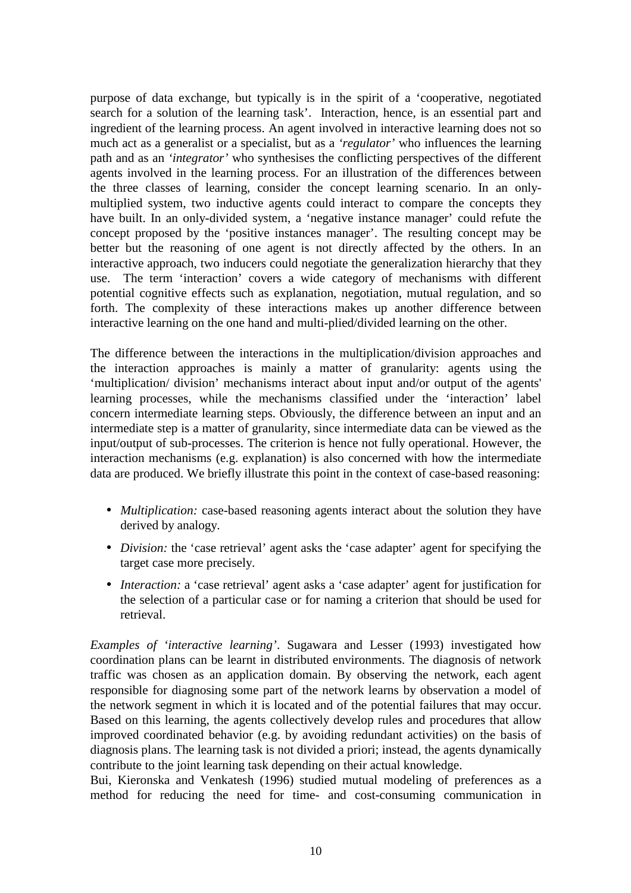purpose of data exchange, but typically is in the spirit of a 'cooperative, negotiated search for a solution of the learning task'. Interaction, hence, is an essential part and ingredient of the learning process. An agent involved in interactive learning does not so much act as a generalist or a specialist, but as a *'regulator'* who influences the learning path and as an *'integrator'* who synthesises the conflicting perspectives of the different agents involved in the learning process. For an illustration of the differences between the three classes of learning, consider the concept learning scenario. In an only-multiplied system, two inductive agents could interact to compare the concepts they have built. In an only-divided system, a 'negative instance manager' could refute the concept proposed by the 'positive instances manager'. The resulting concept may be better but the reasoning of one agent is not directly affected by the others. In an interactive approach, two inducers could negotiate the generalization hierarchy that they use. The term 'interaction' covers a wide category of mechanisms with different potential cognitive effects such as explanation, negotiation, mutual regulation, and so forth. The complexity of these interactions makes up another difference between interactive learning on the one hand and multi-plied/divided learning on the other.

The difference between the interactions in the multiplication/division approaches and the interaction approaches is mainly a matter of granularity: agents using the 'multiplication/ division' mechanisms interact about input and/or output of the agents' learning processes, while the mechanisms classified under the 'interaction' label concern intermediate learning steps. Obviously, the difference between an input and an intermediate step is a matter of granularity, since intermediate data can be viewed as the input/output of sub-processes. The criterion is hence not fully operational. However, the interaction mechanisms (e.g. explanation) is also concerned with how the intermediate data are produced. We briefly illustrate this point in the context of case-based reasoning:

- *Multiplication:* case-based reasoning agents interact about the solution they have derived by analogy.
- *Division:* the 'case retrieval' agent asks the 'case adapter' agent for specifying the target case more precisely.
- *Interaction:* a 'case retrieval' agent asks a 'case adapter' agent for justification for the selection of a particular case or for naming a criterion that should be used for retrieval.

*Examples of 'interactive learning'*. Sugawara and Lesser (1993) investigated how coordination plans can be learnt in distributed environments. The diagnosis of network traffic was chosen as an application domain. By observing the network, each agent responsible for diagnosing some part of the network learns by observation a model of the network segment in which it is located and of the potential failures that may occur. Based on this learning, the agents collectively develop rules and procedures that allow improved coordinated behavior (e.g. by avoiding redundant activities) on the basis of diagnosis plans. The learning task is not divided a priori; instead, the agents dynamically contribute to the joint learning task depending on their actual knowledge.

Bui, Kieronska and Venkatesh (1996) studied mutual modeling of preferences as a method for reducing the need for time- and cost-consuming communication in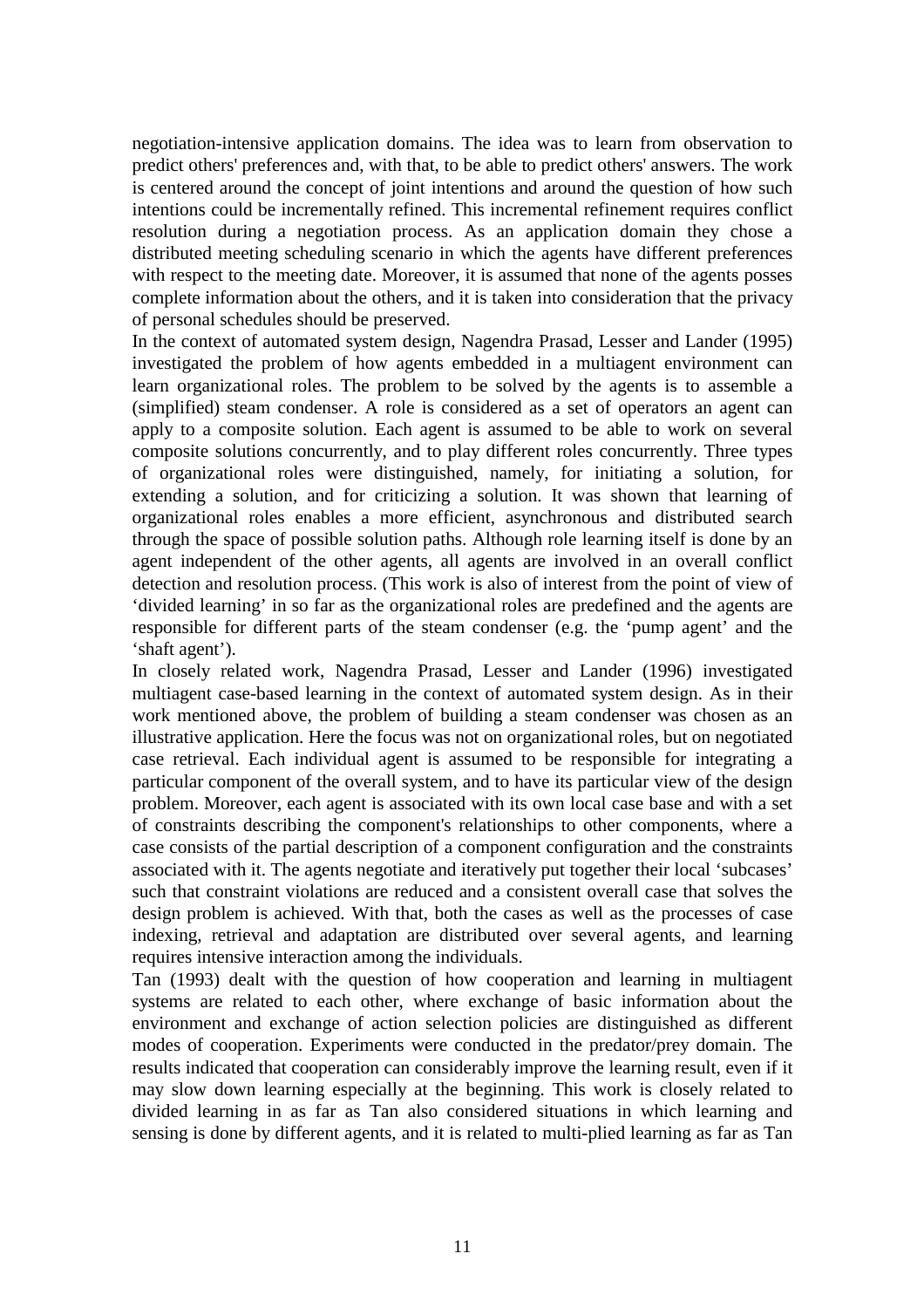negotiation-intensive application domains. The idea was to learn from observation to predict others' preferences and, with that, to be able to predict others' answers. The work is centered around the concept of joint intentions and around the question of how such intentions could be incrementally refined. This incremental refinement requires conflict resolution during a negotiation process. As an application domain they chose a distributed meeting scheduling scenario in which the agents have different preferences with respect to the meeting date. Moreover, it is assumed that none of the agents posses complete information about the others, and it is taken into consideration that the privacy of personal schedules should be preserved.

In the context of automated system design, Nagendra Prasad, Lesser and Lander (1995) investigated the problem of how agents embedded in a multiagent environment can learn organizational roles. The problem to be solved by the agents is to assemble a (simplified) steam condenser. A role is considered as a set of operators an agent can apply to a composite solution. Each agent is assumed to be able to work on several composite solutions concurrently, and to play different roles concurrently. Three types of organizational roles were distinguished, namely, for initiating a solution, for extending a solution, and for criticizing a solution. It was shown that learning of organizational roles enables a more efficient, asynchronous and distributed search through the space of possible solution paths. Although role learning itself is done by an agent independent of the other agents, all agents are involved in an overall conflict detection and resolution process. (This work is also of interest from the point of view of 'divided learning' in so far as the organizational roles are predefined and the agents are responsible for different parts of the steam condenser (e.g. the 'pump agent' and the 'shaft agent').

In closely related work, Nagendra Prasad, Lesser and Lander (1996) investigated multiagent case-based learning in the context of automated system design. As in their work mentioned above, the problem of building a steam condenser was chosen as an illustrative application. Here the focus was not on organizational roles, but on negotiated case retrieval. Each individual agent is assumed to be responsible for integrating a particular component of the overall system, and to have its particular view of the design problem. Moreover, each agent is associated with its own local case base and with a set of constraints describing the component's relationships to other components, where a case consists of the partial description of a component configuration and the constraints associated with it. The agents negotiate and iteratively put together their local 'subcases' such that constraint violations are reduced and a consistent overall case that solves the design problem is achieved. With that, both the cases as well as the processes of case indexing, retrieval and adaptation are distributed over several agents, and learning requires intensive interaction among the individuals.

Tan (1993) dealt with the question of how cooperation and learning in multiagent systems are related to each other, where exchange of basic information about the environment and exchange of action selection policies are distinguished as different modes of cooperation. Experiments were conducted in the predator/prey domain. The results indicated that cooperation can considerably improve the learning result, even if it may slow down learning especially at the beginning. This work is closely related to divided learning in as far as Tan also considered situations in which learning and sensing is done by different agents, and it is related to multi-plied learning as far as Tan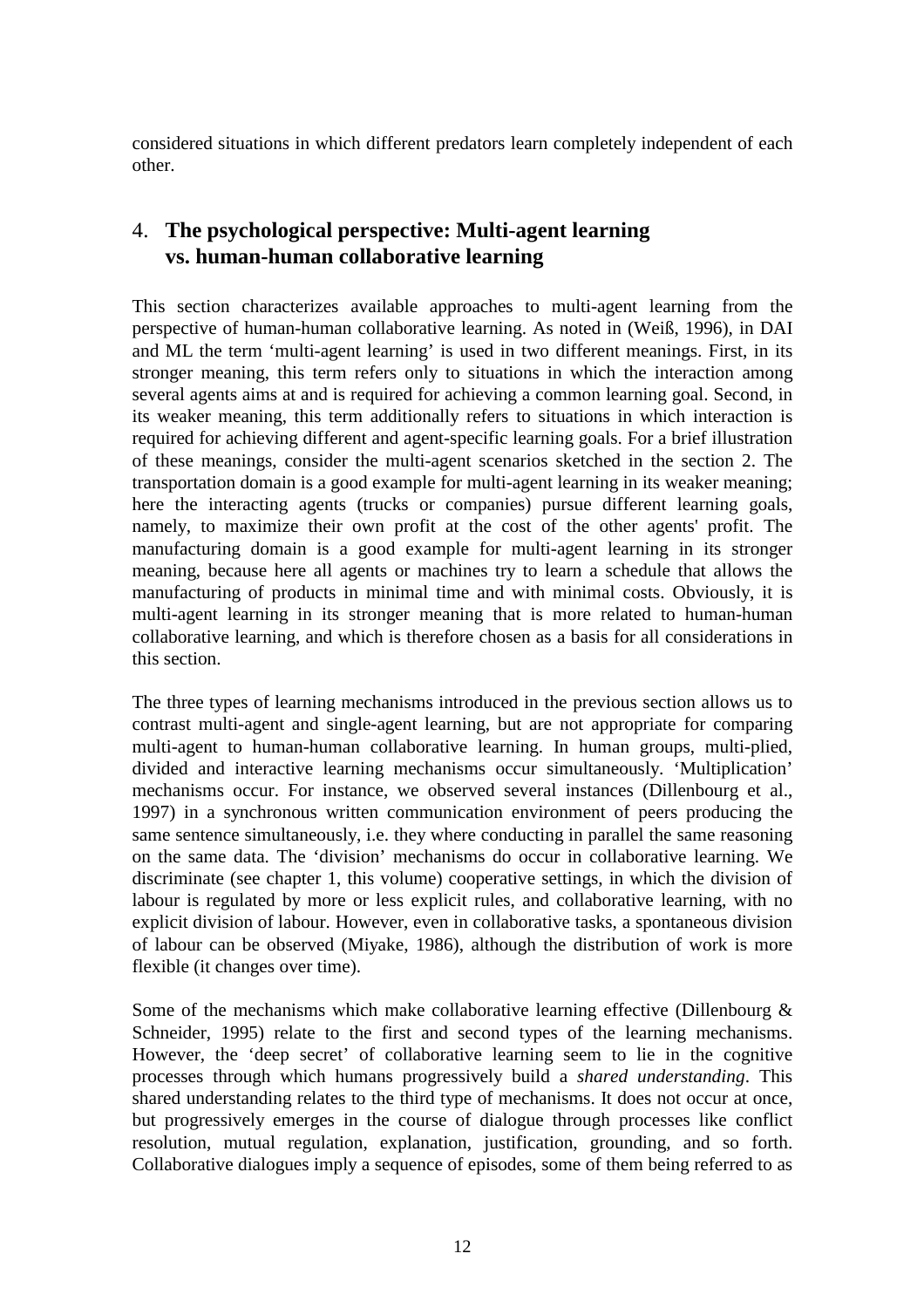considered situations in which different predators learn completely independent of each other.

## 4. The psychological perspective: Multi-agent learning vs. human-human collaborative learning

This section characterizes available approaches to multi-agent learning from the perspective of human-human collaborative learning. As noted in (Weiß, 1996), in DAI and ML the term 'multi-agent learning' is used in two different meanings. First, in its stronger meaning, this term refers only to situations in which the interaction among several agents aims at and is required for achieving a common learning goal. Second, in its weaker meaning, this term additionally refers to situations in which interaction is required for achieving different and agent-specific learning goals. For a brief illustration of these meanings, consider the multi-agent scenarios sketched in the section 2. The transportation domain is a good example for multi-agent learning in its weaker meaning; here the interacting agents (trucks or companies) pursue different learning goals, namely, to maximize their own profit at the cost of the other agents' profit. The manufacturing domain is a good example for multi-agent learning in its stronger meaning, because here all agents or machines try to learn a schedule that allows the manufacturing of products in minimal time and with minimal costs. Obviously, it is multi-agent learning in its stronger meaning that is more related to human-human collaborative learning, and which is therefore chosen as a basis for all considerations in this section.

The three types of learning mechanisms introduced in the previous section allows us to contrast multi-agent and single-agent learning, but are not appropriate for comparing multi-agent to human-human collaborative learning. In human groups, multi-plied, divided and interactive learning mechanisms occur simultaneously. 'Multiplication' mechanisms occur. For instance, we observed several instances (Dillenbourg et al., 1997) in a synchronous written communication environment of peers producing the same sentence simultaneously, i.e. they where conducting in parallel the same reasoning on the same data. The 'division' mechanisms do occur in collaborative learning. We discriminate (see chapter 1, this volume) cooperative settings, in which the division of labour is regulated by more or less explicit rules, and collaborative learning, with no explicit division of labour. However, even in collaborative tasks, a spontaneous division of labour can be observed (Miyake, 1986), although the distribution of work is more flexible (it changes over time).

Some of the mechanisms which make collaborative learning effective (Dillenbourg & Schneider, 1995) relate to the first and second types of the learning mechanisms. However, the 'deep secret' of collaborative learning seem to lie in the cognitive processes through which humans progressively build a *shared understanding*. This shared understanding relates to the third type of mechanisms. It does not occur at once, but progressively emerges in the course of dialogue through processes like conflict resolution, mutual regulation, explanation, justification, grounding, and so forth. Collaborative dialogues imply a sequence of episodes, some of them being referred to as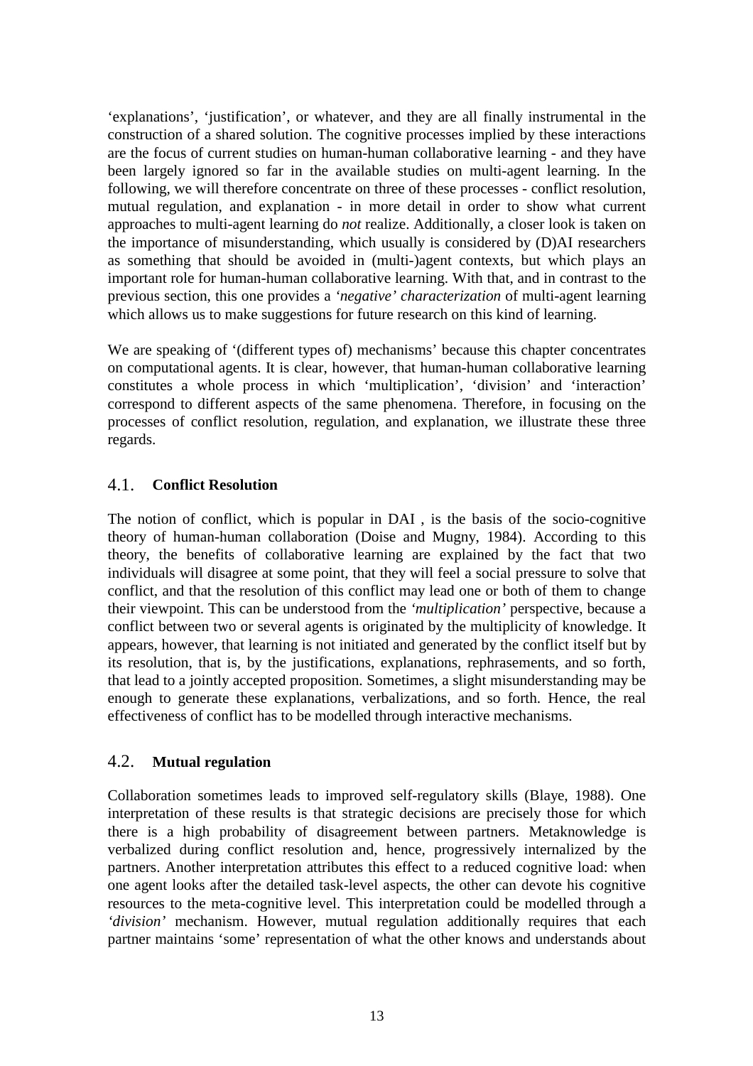'explanations', 'justification', or whatever, and they are all finally instrumental in the construction of a shared solution. The cognitive processes implied by these interactions are the focus of current studies on human-human collaborative learning - and they have been largely ignored so far in the available studies on multi-agent learning. In the following, we will therefore concentrate on three of these processes - conflict resolution, mutual regulation, and explanation - in more detail in order to show what current approaches to multi-agent learning do *not* realize. Additionally, a closer look is taken on the importance of misunderstanding, which usually is considered by (D)AI researchers as something that should be avoided in (multi-)agent contexts, but which plays an important role for human-human collaborative learning. With that, and in contrast to the previous section, this one provides a *'negative' characterization* of multi-agent learning which allows us to make suggestions for future research on this kind of learning.

We are speaking of '(different types of) mechanisms' because this chapter concentrates on computational agents. It is clear, however, that human-human collaborative learning constitutes a whole process in which 'multiplication', 'division' and 'interaction' correspond to different aspects of the same phenomena. Therefore, in focusing on the processes of conflict resolution, regulation, and explanation, we illustrate these three regards.

## 4.1. Conflict Resolution

The notion of conflict, which is popular in DAI , is the basis of the socio-cognitive theory of human-human collaboration (Doise and Mugny, 1984). According to this theory, the benefits of collaborative learning are explained by the fact that two individuals will disagree at some point, that they will feel a social pressure to solve that conflict, and that the resolution of this conflict may lead one or both of them to change their viewpoint. This can be understood from the *'multiplication'* perspective, because a conflict between two or several agents is originated by the multiplicity of knowledge. It appears, however, that learning is not initiated and generated by the conflict itself but by its resolution, that is, by the justifications, explanations, rephrasements, and so forth, that lead to a jointly accepted proposition. Sometimes, a slight misunderstanding may be enough to generate these explanations, verbalizations, and so forth. Hence, the real effectiveness of conflict has to be modelled through interactive mechanisms.

## 4.2. Mutual regulation

Collaboration sometimes leads to improved self-regulatory skills (Blaye, 1988). One interpretation of these results is that strategic decisions are precisely those for which there is a high probability of disagreement between partners. Metaknowledge is verbalized during conflict resolution and, hence, progressively internalized by the partners. Another interpretation attributes this effect to a reduced cognitive load: when one agent looks after the detailed task-level aspects, the other can devote his cognitive resources to the meta-cognitive level. This interpretation could be modelled through a *'division'* mechanism. However, mutual regulation additionally requires that each partner maintains 'some' representation of what the other knows and understands about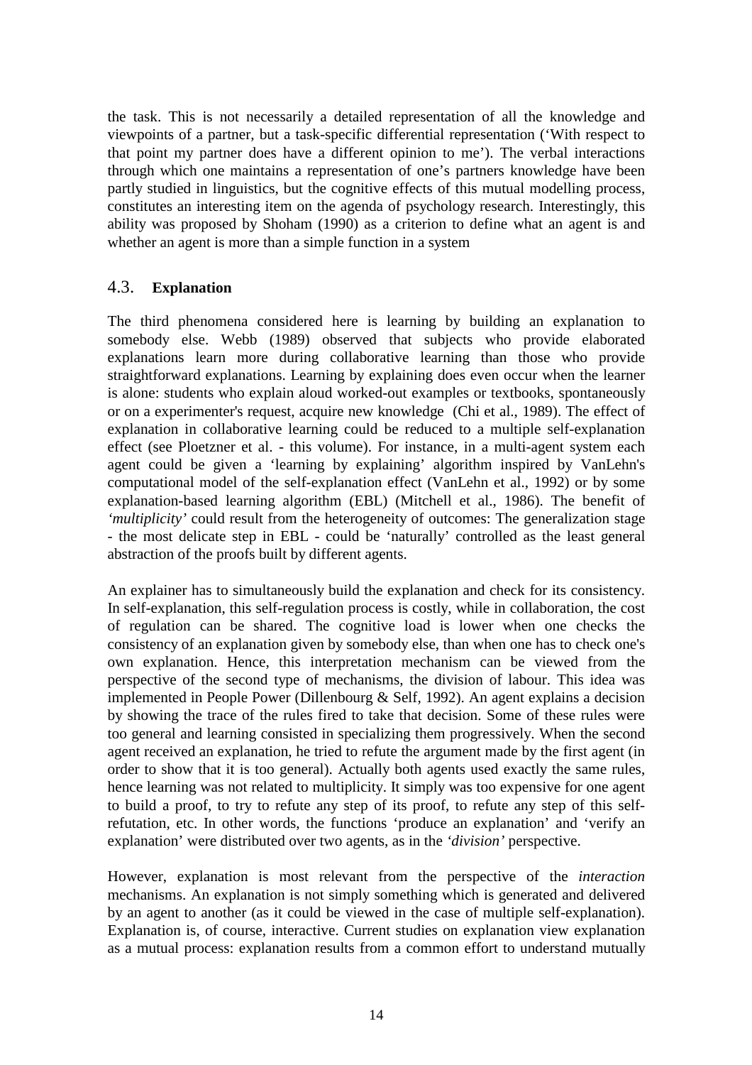the task. This is not necessarily a detailed representation of all the knowledge and viewpoints of a partner, but a task-specific differential representation ('With respect to that point my partner does have a different opinion to me'). The verbal interactions through which one maintains a representation of one's partners knowledge have been partly studied in linguistics, but the cognitive effects of this mutual modelling process, constitutes an interesting item on the agenda of psychology research. Interestingly, this ability was proposed by Shoham (1990) as a criterion to define what an agent is and whether an agent is more than a simple function in a system

## 4.3. Explanation

The third phenomena considered here is learning by building an explanation to somebody else. Webb (1989) observed that subjects who provide elaborated explanations learn more during collaborative learning than those who provide straightforward explanations. Learning by explaining does even occur when the learner is alone: students who explain aloud worked-out examples or textbooks, spontaneously or on a experimenter's request, acquire new knowledge (Chi et al., 1989). The effect of explanation in collaborative learning could be reduced to a multiple self-explanation effect (see Ploetzner et al. - this volume). For instance, in a multi-agent system each agent could be given a 'learning by explaining' algorithm inspired by VanLehn's computational model of the self-explanation effect (VanLehn et al., 1992) or by some explanation-based learning algorithm (EBL) (Mitchell et al., 1986). The benefit of *'multiplicity'* could result from the heterogeneity of outcomes: The generalization stage - the most delicate step in EBL - could be 'naturally' controlled as the least general abstraction of the proofs built by different agents.

An explainer has to simultaneously build the explanation and check for its consistency. In self-explanation, this self-regulation process is costly, while in collaboration, the cost of regulation can be shared. The cognitive load is lower when one checks the consistency of an explanation given by somebody else, than when one has to check one's own explanation. Hence, this interpretation mechanism can be viewed from the perspective of the second type of mechanisms, the division of labour. This idea was implemented in People Power (Dillenbourg & Self, 1992). An agent explains a decision by showing the trace of the rules fired to take that decision. Some of these rules were too general and learning consisted in specializing them progressively. When the second agent received an explanation, he tried to refute the argument made by the first agent (in order to show that it is too general). Actually both agents used exactly the same rules, hence learning was not related to multiplicity. It simply was too expensive for one agent to build a proof, to try to refute any step of its proof, to refute any step of this self-refutation, etc. In other words, the functions 'produce an explanation' and 'verify an explanation' were distributed over two agents, as in the *'division'* perspective.

However, explanation is most relevant from the perspective of the *interaction* mechanisms. An explanation is not simply something which is generated and delivered by an agent to another (as it could be viewed in the case of multiple self-explanation). Explanation is, of course, interactive. Current studies on explanation view explanation as a mutual process: explanation results from a common effort to understand mutually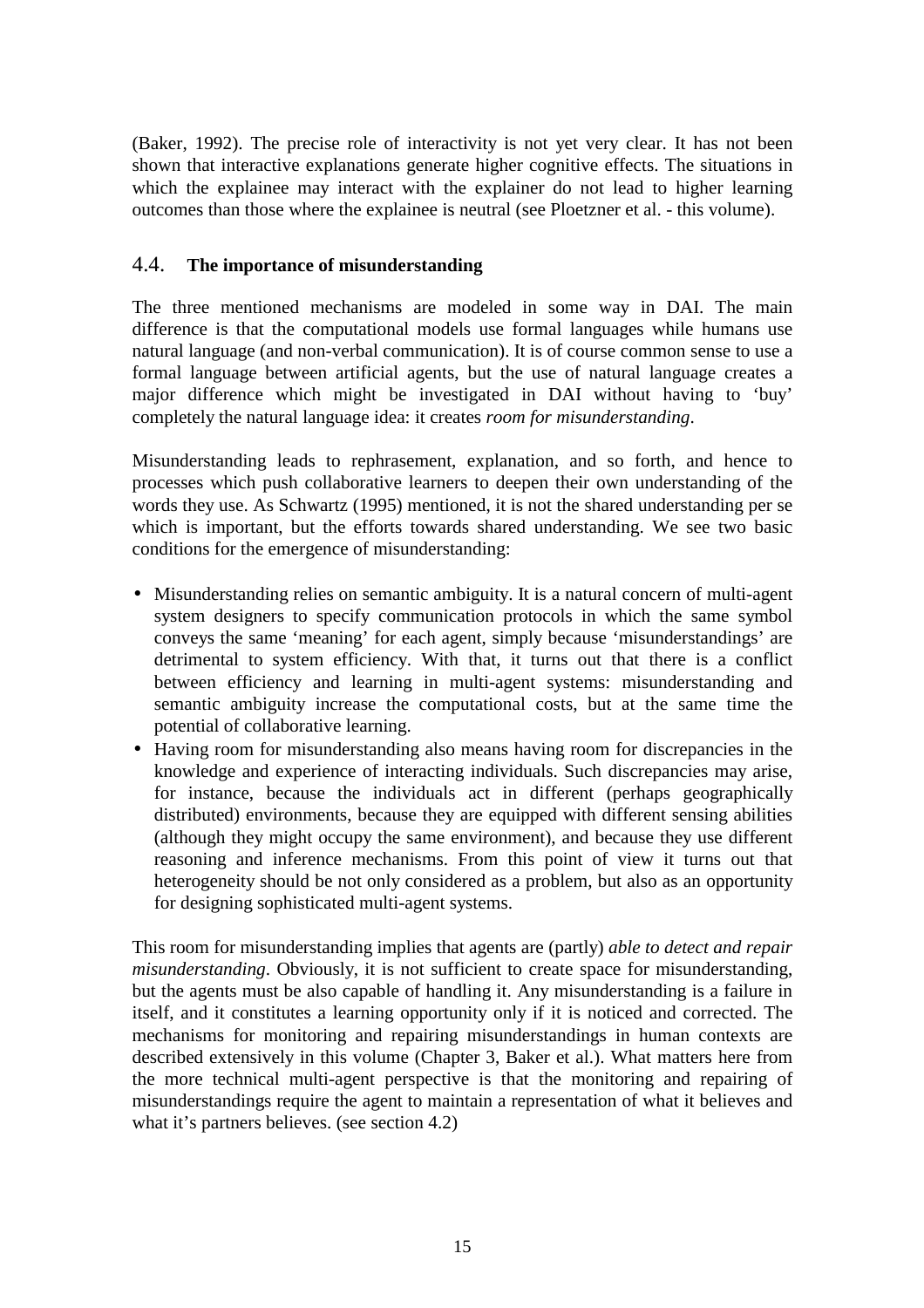(Baker, 1992). The precise role of interactivity is not yet very clear. It has not been shown that interactive explanations generate higher cognitive effects. The situations in which the explainee may interact with the explainer do not lead to higher learning outcomes than those where the explainee is neutral (see Ploetzner et al. - this volume).

### 4.4. The importance of misunderstanding

The three mentioned mechanisms are modeled in some way in DAI. The main difference is that the computational models use formal languages while humans use natural language (and non-verbal communication). It is of course common sense to use a formal language between artificial agents, but the use of natural language creates a major difference which might be investigated in DAI without having to 'buy' completely the natural language idea: it creates *room for misunderstanding*.

Misunderstanding leads to rephrasement, explanation, and so forth, and hence to processes which push collaborative learners to deepen their own understanding of the words they use. As Schwartz (1995) mentioned, it is not the shared understanding per se which is important, but the efforts towards shared understanding. We see two basic conditions for the emergence of misunderstanding:

- Misunderstanding relies on semantic ambiguity. It is a natural concern of multi-agent system designers to specify communication protocols in which the same symbol conveys the same 'meaning' for each agent, simply because 'misunderstandings' are detrimental to system efficiency. With that, it turns out that there is a conflict between efficiency and learning in multi-agent systems: misunderstanding and semantic ambiguity increase the computational costs, but at the same time the potential of collaborative learning.
- Having room for misunderstanding also means having room for discrepancies in the knowledge and experience of interacting individuals. Such discrepancies may arise, for instance, because the individuals act in different (perhaps geographically distributed) environments, because they are equipped with different sensing abilities (although they might occupy the same environment), and because they use different reasoning and inference mechanisms. From this point of view it turns out that heterogeneity should be not only considered as a problem, but also as an opportunity for designing sophisticated multi-agent systems.

This room for misunderstanding implies that agents are (partly) *able to detect and repair misunderstanding*. Obviously, it is not sufficient to create space for misunderstanding, but the agents must be also capable of handling it. Any misunderstanding is a failure in itself, and it constitutes a learning opportunity only if it is noticed and corrected. The mechanisms for monitoring and repairing misunderstandings in human contexts are described extensively in this volume (Chapter 3, Baker et al.). What matters here from the more technical multi-agent perspective is that the monitoring and repairing of misunderstandings require the agent to maintain a representation of what it believes and what it's partners believes. (see section 4.2)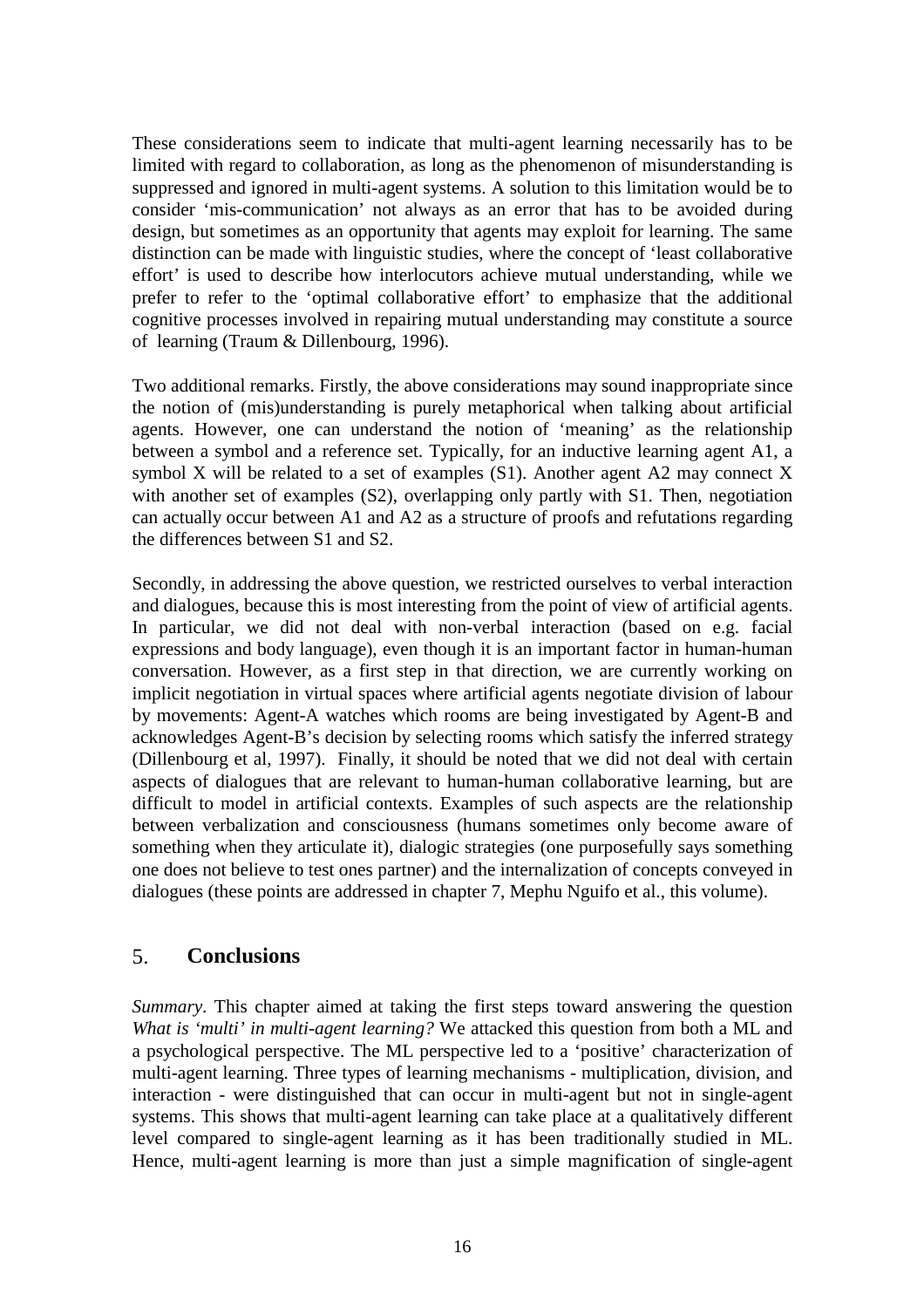These considerations seem to indicate that multi-agent learning necessarily has to be limited with regard to collaboration, as long as the phenomenon of misunderstanding is suppressed and ignored in multi-agent systems. A solution to this limitation would be to consider 'mis-communication' not always as an error that has to be avoided during design, but sometimes as an opportunity that agents may exploit for learning. The same distinction can be made with linguistic studies, where the concept of 'least collaborative effort' is used to describe how interlocutors achieve mutual understanding, while we prefer to refer to the 'optimal collaborative effort' to emphasize that the additional cognitive processes involved in repairing mutual understanding may constitute a source of learning (Traum & Dillenbourg, 1996).

Two additional remarks. Firstly, the above considerations may sound inappropriate since the notion of (mis)understanding is purely metaphorical when talking about artificial agents. However, one can understand the notion of 'meaning' as the relationship between a symbol and a reference set. Typically, for an inductive learning agent A1, a symbol X will be related to a set of examples (S1). Another agent A2 may connect X with another set of examples (S2), overlapping only partly with S1. Then, negotiation can actually occur between A1 and A2 as a structure of proofs and refutations regarding the differences between S1 and S2.

Secondly, in addressing the above question, we restricted ourselves to verbal interaction and dialogues, because this is most interesting from the point of view of artificial agents. In particular, we did not deal with non-verbal interaction (based on e.g. facial expressions and body language), even though it is an important factor in human-human conversation. However, as a first step in that direction, we are currently working on implicit negotiation in virtual spaces where artificial agents negotiate division of labour by movements: Agent-A watches which rooms are being investigated by Agent-B and acknowledges Agent-B's decision by selecting rooms which satisfy the inferred strategy (Dillenbourg et al, 1997). Finally, it should be noted that we did not deal with certain aspects of dialogues that are relevant to human-human collaborative learning, but are difficult to model in artificial contexts. Examples of such aspects are the relationship between verbalization and consciousness (humans sometimes only become aware of something when they articulate it), dialogic strategies (one purposefully says something one does not believe to test ones partner) and the internalization of concepts conveyed in dialogues (these points are addressed in chapter 7, Mephu Nguifo et al., this volume).

## 5. Conclusions

*Summary*. This chapter aimed at taking the first steps toward answering the question *What is 'multi' in multi-agent learning?* We attacked this question from both a ML and a psychological perspective. The ML perspective led to a 'positive' characterization of multi-agent learning. Three types of learning mechanisms - multiplication, division, and interaction - were distinguished that can occur in multi-agent but not in single-agent systems. This shows that multi-agent learning can take place at a qualitatively different level compared to single-agent learning as it has been traditionally studied in ML. Hence, multi-agent learning is more than just a simple magnification of single-agent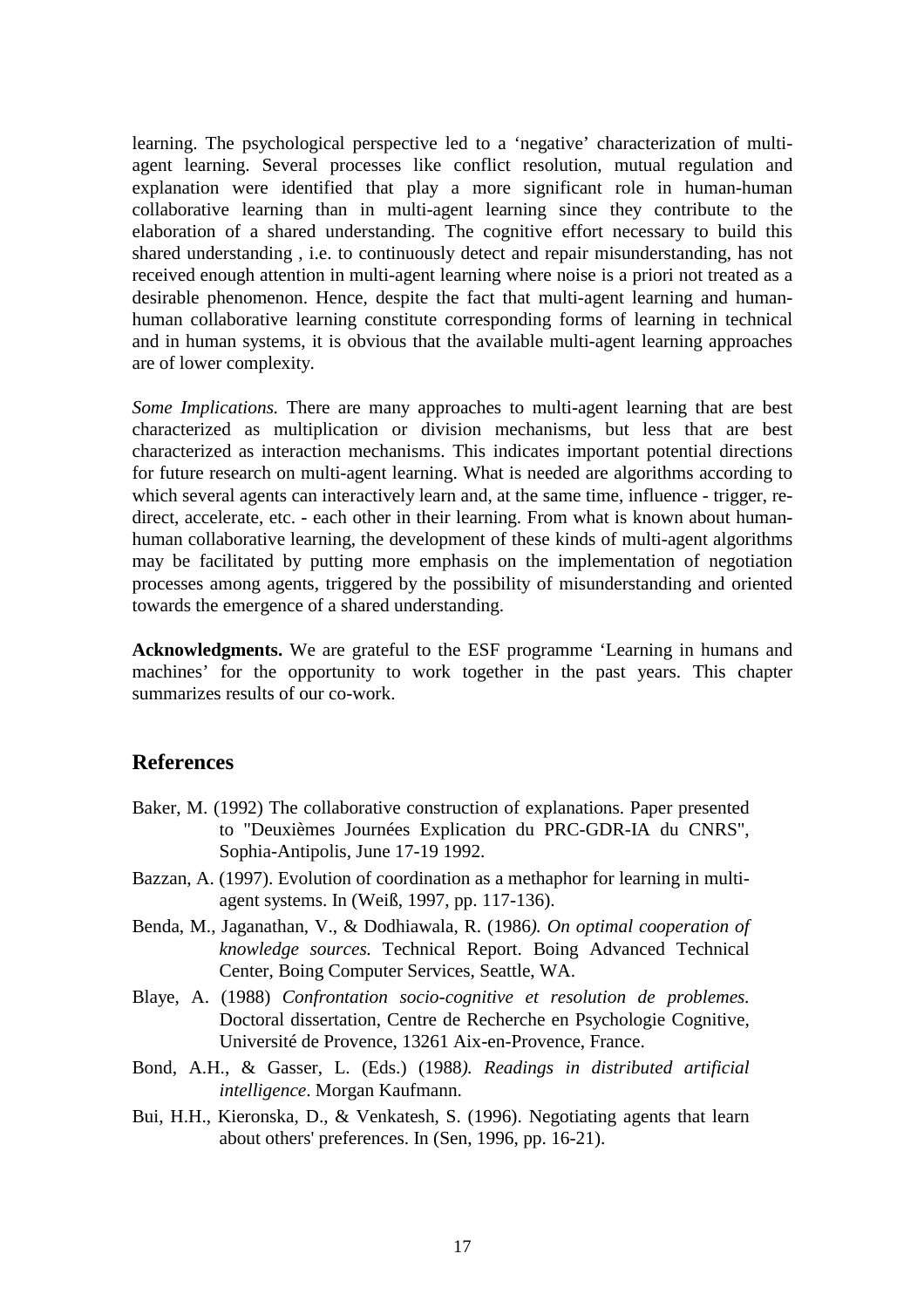learning. The psychological perspective led to a 'negative' characterization of multi-agent learning. Several processes like conflict resolution, mutual regulation and explanation were identified that play a more significant role in human-human collaborative learning than in multi-agent learning since they contribute to the elaboration of a shared understanding. The cognitive effort necessary to build this shared understanding , i.e. to continuously detect and repair misunderstanding, has not received enough attention in multi-agent learning where noise is a priori not treated as a desirable phenomenon. Hence, despite the fact that multi-agent learning and human-human collaborative learning constitute corresponding forms of learning in technical and in human systems, it is obvious that the available multi-agent learning approaches are of lower complexity.

*Some Implications.* There are many approaches to multi-agent learning that are best characterized as multiplication or division mechanisms, but less that are best characterized as interaction mechanisms. This indicates important potential directions for future research on multi-agent learning. What is needed are algorithms according to which several agents can interactively learn and, at the same time, influence - trigger, re-direct, accelerate, etc. - each other in their learning. From what is known about human-human collaborative learning, the development of these kinds of multi-agent algorithms may be facilitated by putting more emphasis on the implementation of negotiation processes among agents, triggered by the possibility of misunderstanding and oriented towards the emergence of a shared understanding.

**Acknowledgments.** We are grateful to the ESF programme 'Learning in humans and machines' for the opportunity to work together in the past years. This chapter summarizes results of our co-work.

## References

Baker, M. (1992) The collaborative construction of explanations. Paper presented to "Deuxièmes Journées Explication du PRC-GDR-IA du CNRS", Sophia-Antipolis, June 17-19 1992.

Bazzan, A. (1997). Evolution of coordination as a methaphor for learning in multi-agent systems. In (Weiß, 1997, pp. 117-136).

Benda, M., Jaganathan, V., & Dodhiawala, R. (1986*). On optimal cooperation of knowledge sources.* Technical Report. Boing Advanced Technical Center, Boing Computer Services, Seattle, WA.

Blaye, A. (1988) *Confrontation socio-cognitive et resolution de problemes.* Doctoral dissertation, Centre de Recherche en Psychologie Cognitive, Université de Provence, 13261 Aix-en-Provence, France.

Bond, A.H., & Gasser, L. (Eds.) (1988*). Readings in distributed artificial intelligence*. Morgan Kaufmann.

Bui, H.H., Kieronska, D., & Venkatesh, S. (1996). Negotiating agents that learn about others' preferences. In (Sen, 1996, pp. 16-21).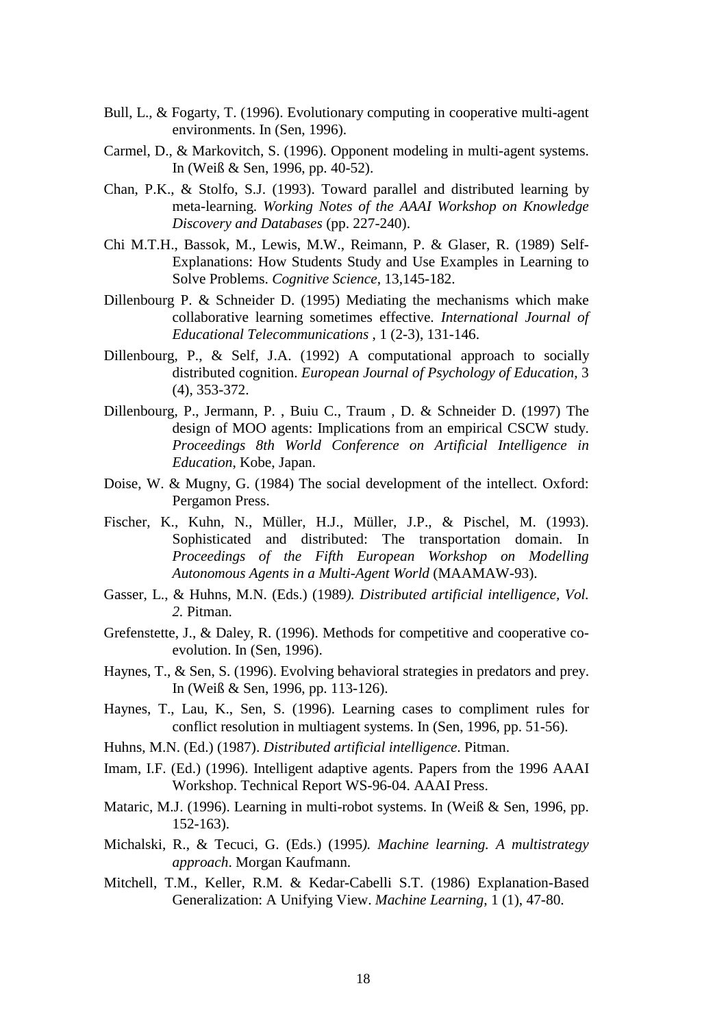Bull, L., & Fogarty, T. (1996). Evolutionary computing in cooperative multi-agent environments. In (Sen, 1996).

Carmel, D., & Markovitch, S. (1996). Opponent modeling in multi-agent systems. In (Weiß & Sen, 1996, pp. 40-52).

Chan, P.K., & Stolfo, S.J. (1993). Toward parallel and distributed learning by meta-learning. *Working Notes of the AAAI Workshop on Knowledge Discovery and Databases* (pp. 227-240).

Chi M.T.H., Bassok, M., Lewis, M.W., Reimann, P. & Glaser, R. (1989) Self-Explanations: How Students Study and Use Examples in Learning to Solve Problems. *Cognitive Science*, 13,145-182.

Dillenbourg P. & Schneider D. (1995) Mediating the mechanisms which make collaborative learning sometimes effective. *International Journal of Educational Telecommunications* , 1 (2-3), 131-146.

Dillenbourg, P., & Self, J.A. (1992) A computational approach to socially distributed cognition. *European Journal of Psychology of Education*, 3 (4), 353-372.

Dillenbourg, P., Jermann, P. , Buiu C., Traum , D. & Schneider D. (1997) The design of MOO agents: Implications from an empirical CSCW study. *Proceedings 8th World Conference on Artificial Intelligence in Education*, Kobe, Japan.

Doise, W. & Mugny, G. (1984) The social development of the intellect. Oxford: Pergamon Press.

Fischer, K., Kuhn, N., Müller, H.J., Müller, J.P., & Pischel, M. (1993). Sophisticated and distributed: The transportation domain. In *Proceedings of the Fifth European Workshop on Modelling Autonomous Agents in a Multi-Agent World* (MAAMAW-93).

Gasser, L., & Huhns, M.N. (Eds.) (1989*). Distributed artificial intelligence, Vol. 2*. Pitman.

Grefenstette, J., & Daley, R. (1996). Methods for competitive and cooperative co-evolution. In (Sen, 1996).

Haynes, T., & Sen, S. (1996). Evolving behavioral strategies in predators and prey. In (Weiß & Sen, 1996, pp. 113-126).

Haynes, T., Lau, K., Sen, S. (1996). Learning cases to compliment rules for conflict resolution in multiagent systems. In (Sen, 1996, pp. 51-56).

Huhns, M.N. (Ed.) (1987). *Distributed artificial intelligence*. Pitman.

Imam, I.F. (Ed.) (1996). Intelligent adaptive agents. Papers from the 1996 AAAI Workshop. Technical Report WS-96-04. AAAI Press.

Mataric, M.J. (1996). Learning in multi-robot systems. In (Weiß & Sen, 1996, pp. 152-163).

Michalski, R., & Tecuci, G. (Eds.) (1995*). Machine learning. A multistrategy approach*. Morgan Kaufmann.

Mitchell, T.M., Keller, R.M. & Kedar-Cabelli S.T. (1986) Explanation-Based Generalization: A Unifying View. *Machine Learning*, 1 (1), 47-80.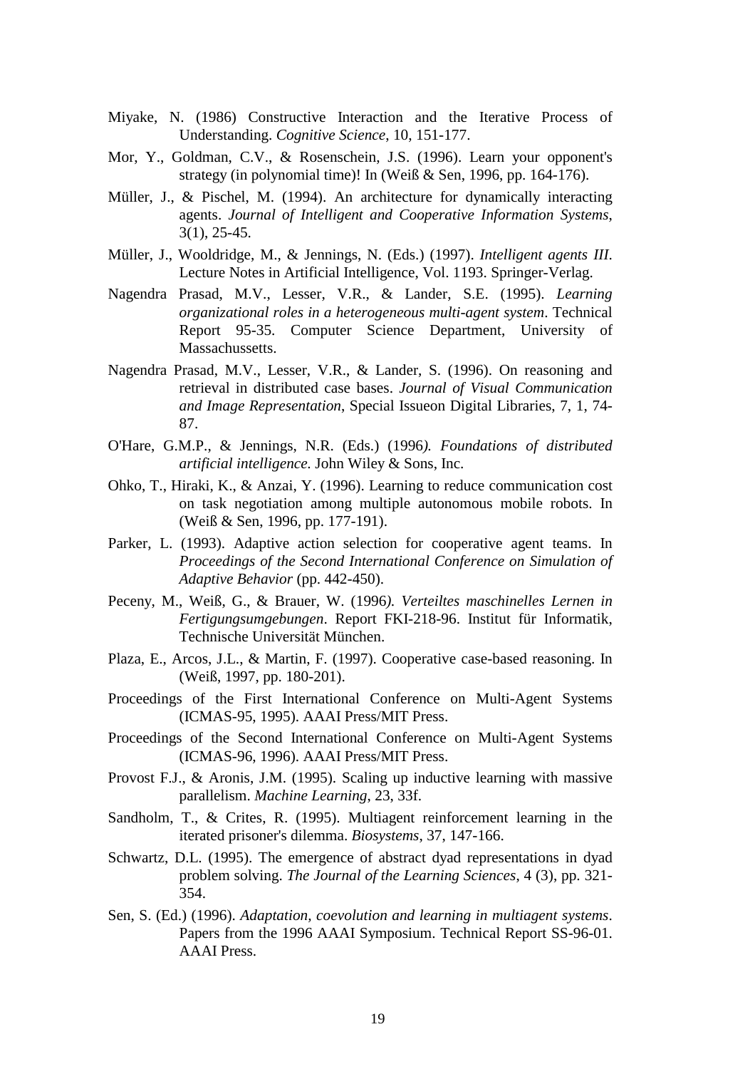Miyake, N. (1986) Constructive Interaction and the Iterative Process of Understanding. *Cognitive Science*, 10, 151-177.

Mor, Y., Goldman, C.V., & Rosenschein, J.S. (1996). Learn your opponent's strategy (in polynomial time)! In (Weiß & Sen, 1996, pp. 164-176).

Müller, J., & Pischel, M. (1994). An architecture for dynamically interacting agents. *Journal of Intelligent and Cooperative Information Systems*, 3(1), 25-45.

Müller, J., Wooldridge, M., & Jennings, N. (Eds.) (1997). *Intelligent agents III*. Lecture Notes in Artificial Intelligence, Vol. 1193. Springer-Verlag.

Nagendra Prasad, M.V., Lesser, V.R., & Lander, S.E. (1995). *Learning organizational roles in a heterogeneous multi-agent system*. Technical Report 95-35. Computer Science Department, University of Massachussetts.

Nagendra Prasad, M.V., Lesser, V.R., & Lander, S. (1996). On reasoning and retrieval in distributed case bases. *Journal of Visual Communication and Image Representation*, Special Issueon Digital Libraries, 7, 1, 74-87.

O'Hare, G.M.P., & Jennings, N.R. (Eds.) (1996). *Foundations of distributed artificial intelligence.* John Wiley & Sons, Inc.

Ohko, T., Hiraki, K., & Anzai, Y. (1996). Learning to reduce communication cost on task negotiation among multiple autonomous mobile robots. In (Weiß & Sen, 1996, pp. 177-191).

Parker, L. (1993). Adaptive action selection for cooperative agent teams. In *Proceedings of the Second International Conference on Simulation of Adaptive Behavior* (pp. 442-450).

Peceny, M., Weiß, G., & Brauer, W. (1996). *Verteiltes maschinelles Lernen in Fertigungsumgebungen*. Report FKI-218-96. Institut für Informatik, Technische Universität München.

Plaza, E., Arcos, J.L., & Martin, F. (1997). Cooperative case-based reasoning. In (Weiß, 1997, pp. 180-201).

Proceedings of the First International Conference on Multi-Agent Systems (ICMAS-95, 1995). AAAI Press/MIT Press.

Proceedings of the Second International Conference on Multi-Agent Systems (ICMAS-96, 1996). AAAI Press/MIT Press.

Provost F.J., & Aronis, J.M. (1995). Scaling up inductive learning with massive parallelism. *Machine Learning*, 23, 33f.

Sandholm, T., & Crites, R. (1995). Multiagent reinforcement learning in the iterated prisoner's dilemma. *Biosystems*, 37, 147-166.

Schwartz, D.L. (1995). The emergence of abstract dyad representations in dyad problem solving. *The Journal of the Learning Sciences*, 4 (3), pp. 321-354.

Sen, S. (Ed.) (1996). *Adaptation, coevolution and learning in multiagent systems*. Papers from the 1996 AAAI Symposium. Technical Report SS-96-01. AAAI Press.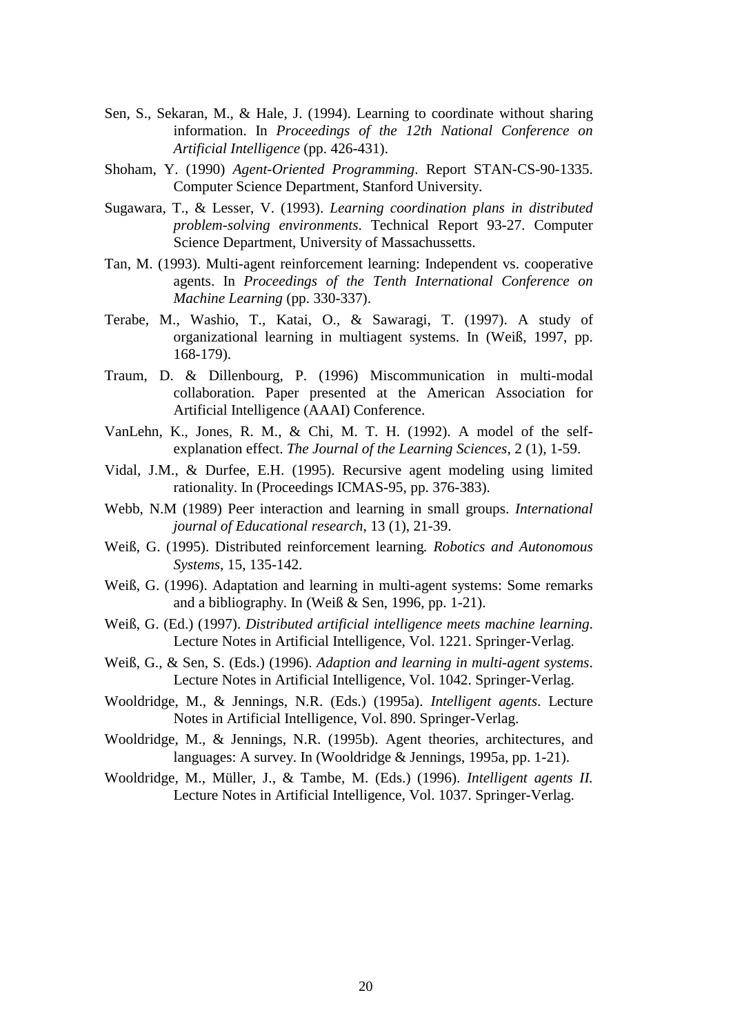Sen, S., Sekaran, M., & Hale, J. (1994). Learning to coordinate without sharing information. In *Proceedings of the 12th National Conference on Artificial Intelligence* (pp. 426-431).

Shoham, Y. (1990) *Agent-Oriented Programming*. Report STAN-CS-90-1335. Computer Science Department, Stanford University.

Sugawara, T., & Lesser, V. (1993). *Learning coordination plans in distributed problem-solving environments*. Technical Report 93-27. Computer Science Department, University of Massachussetts.

Tan, M. (1993). Multi-agent reinforcement learning: Independent vs. cooperative agents. In *Proceedings of the Tenth International Conference on Machine Learning* (pp. 330-337).

Terabe, M., Washio, T., Katai, O., & Sawaragi, T. (1997). A study of organizational learning in multiagent systems. In (Weiß, 1997, pp. 168-179).

Traum, D. & Dillenbourg, P. (1996) Miscommunication in multi-modal collaboration. Paper presented at the American Association for Artificial Intelligence (AAAI) Conference.

VanLehn, K., Jones, R. M., & Chi, M. T. H. (1992). A model of the self-explanation effect. *The Journal of the Learning Sciences*, 2 (1), 1-59.

Vidal, J.M., & Durfee, E.H. (1995). Recursive agent modeling using limited rationality. In (Proceedings ICMAS-95, pp. 376-383).

Webb, N.M (1989) Peer interaction and learning in small groups. *International journal of Educational research*, 13 (1), 21-39.

Weiß, G. (1995). Distributed reinforcement learning*. Robotics and Autonomous Systems*, 15, 135-142.

Weiß, G. (1996). Adaptation and learning in multi-agent systems: Some remarks and a bibliography. In (Weiß & Sen, 1996, pp. 1-21).

Weiß, G. (Ed.) (1997). *Distributed artificial intelligence meets machine learning*. Lecture Notes in Artificial Intelligence, Vol. 1221. Springer-Verlag.

Weiß, G., & Sen, S. (Eds.) (1996). *Adaption and learning in multi-agent systems*. Lecture Notes in Artificial Intelligence, Vol. 1042. Springer-Verlag.

Wooldridge, M., & Jennings, N.R. (Eds.) (1995a). *Intelligent agents*. Lecture Notes in Artificial Intelligence, Vol. 890. Springer-Verlag.

Wooldridge, M., & Jennings, N.R. (1995b). Agent theories, architectures, and languages: A survey. In (Wooldridge & Jennings, 1995a, pp. 1-21).

Wooldridge, M., Müller, J., & Tambe, M. (Eds.) (1996). *Intelligent agents II.* Lecture Notes in Artificial Intelligence, Vol. 1037. Springer-Verlag.